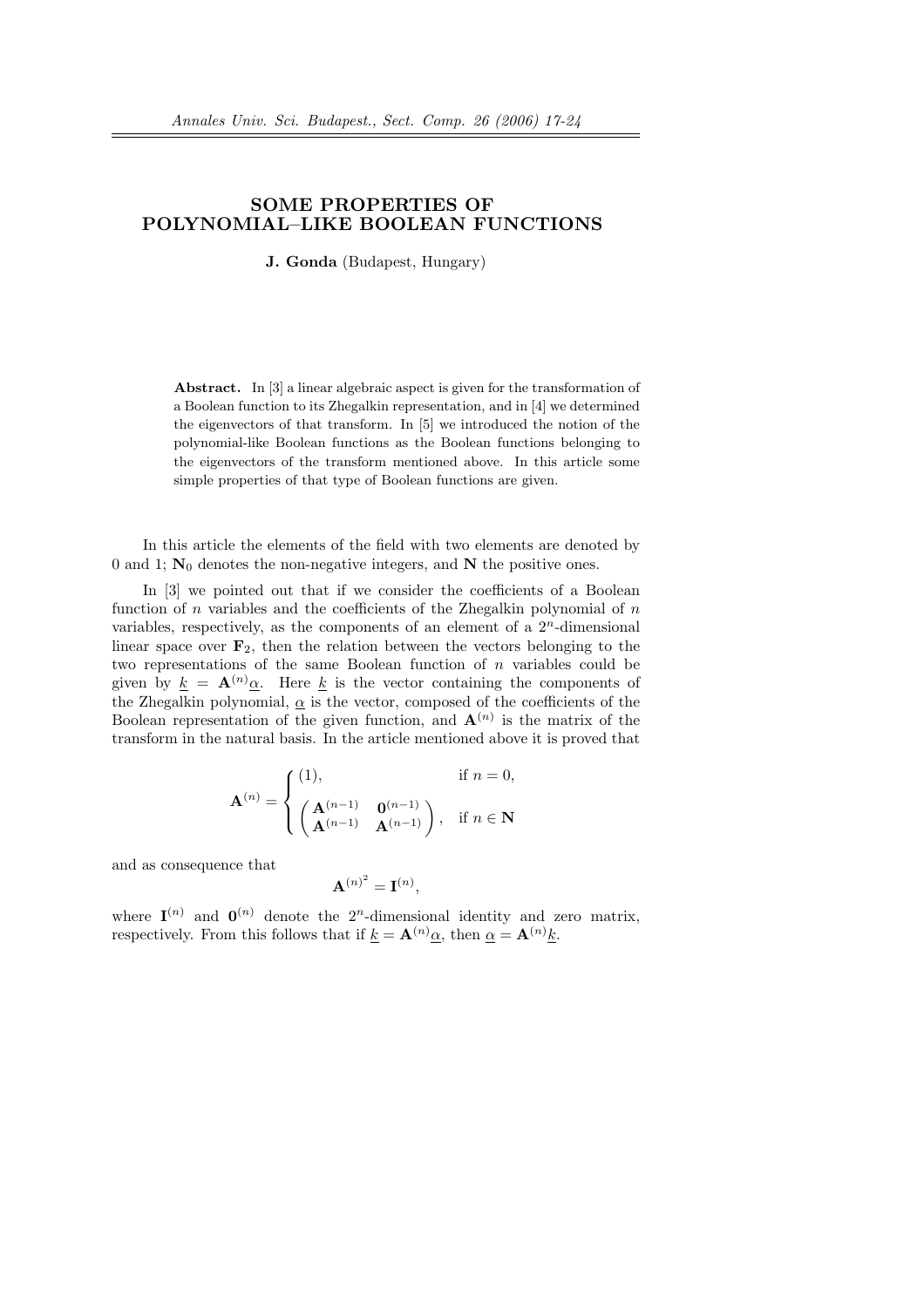# SOME PROPERTIES OF POLYNOMIAL–LIKE BOOLEAN FUNCTIONS

**J. Gonda** (Budapest, Hungary)

**Abstract.** In [3] a linear algebraic aspect is given for the transformation of a Boolean function to its Zhegalkin representation, and in [4] we determined the eigenvectors of that transform. In [5] we introduced the notion of the polynomial-like Boolean functions as the Boolean functions belonging to the eigenvectors of the transform mentioned above. In this article some simple properties of that type of Boolean functions are given.

In this article the elements of the field with two elements are denoted by 0 and 1; $\mathbf{N}_0$ denotes the non-negative integers, and $\mathbf{N}$ the positive ones.

In [3] we pointed out that if we consider the coefficients of a Boolean function of $n$ variables and the coefficients of the Zhegalkin polynomial of $n$ variables, respectively, as the components of an element of a $2^n$-dimensional linear space over $\mathbf{F}_2$, then the relation between the vectors belonging to the two representations of the same Boolean function of $n$ variables could be given by $\underline{k} = \mathbf{A}^{(n)}\underline{\alpha}$. Here $\underline{k}$ is the vector containing the components of the Zhegalkin polynomial, $\underline{\alpha}$ is the vector, composed of the coefficients of the Boolean representation of the given function, and $\mathbf{A}^{(n)}$ is the matrix of the transform in the natural basis. In the article mentioned above it is proved that

$$\mathbf{A}^{(n)} = \begin{cases} (1), & \text{if } n = 0, \\ \begin{pmatrix} \mathbf{A}^{(n-1)} & \mathbf{0}^{(n-1)} \\ \mathbf{A}^{(n-1)} & \mathbf{A}^{(n-1)} \end{pmatrix}, & \text{if } n \in \mathbf{N} \end{cases}$$

and as consequence that

$$\mathbf{A}^{(n)^2} = \mathbf{I}^{(n)},$$

where $\mathbf{I}^{(n)}$ and $\mathbf{0}^{(n)}$ denote the $2^n$-dimensional identity and zero matrix, respectively. From this follows that if $\underline{k} = \mathbf{A}^{(n)}\underline{\alpha}$, then $\underline{\alpha} = \mathbf{A}^{(n)}\underline{k}$.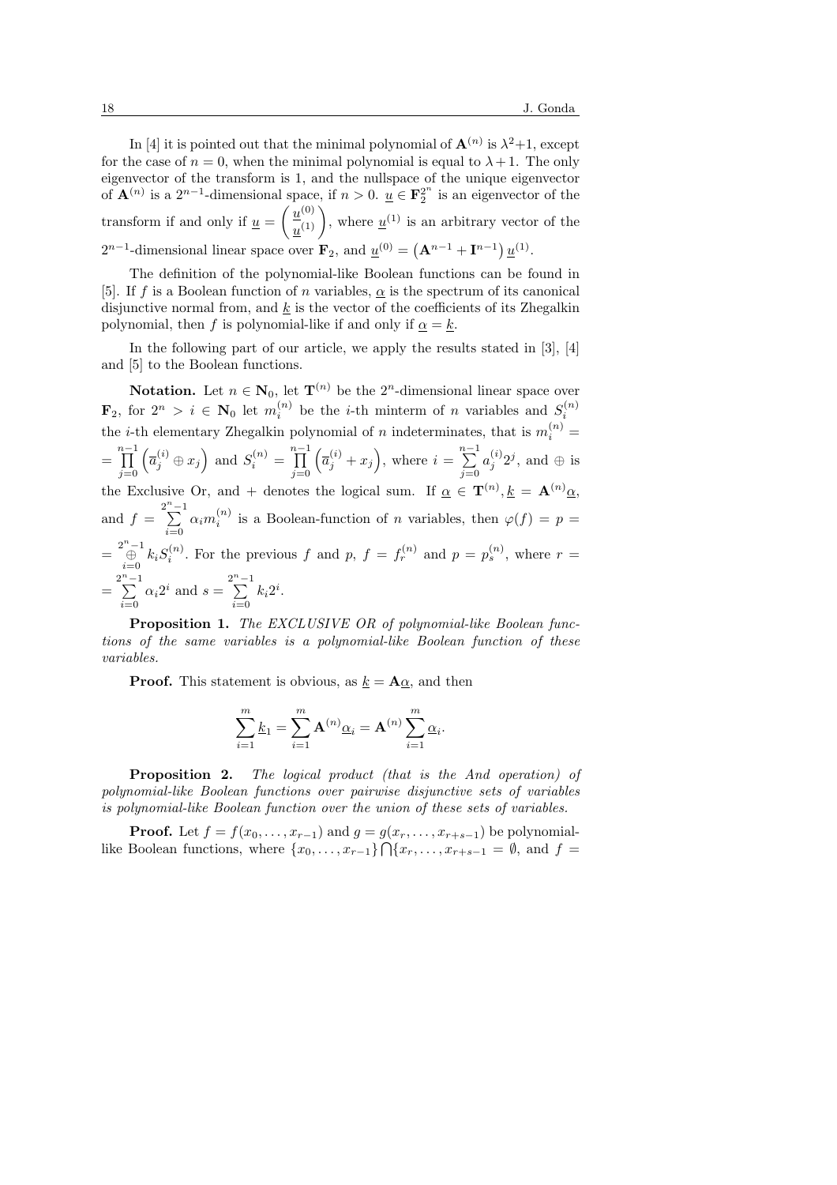In [4] it is pointed out that the minimal polynomial of $\mathbf{A}^{(n)}$ is $\lambda^2+1$, except for the case of $n=0$, when the minimal polynomial is equal to $\lambda+1$. The only eigenvector of the transform is 1, and the nullspace of the unique eigenvector of $\mathbf{A}^{(n)}$ is a $2^{n-1}$-dimensional space, if $n>0$. $\underline{u} \in \mathbf{F}_2^{2^n}$ is an eigenvector of the transform if and only if $\underline{u} = \begin{pmatrix} \underline{u}^{(0)} \\ \underline{u}^{(1)} \end{pmatrix}$, where $\underline{u}^{(1)}$ is an arbitrary vector of the $2^{n-1}$-dimensional linear space over $\mathbf{F}_2$, and $\underline{u}^{(0)} = \left(\mathbf{A}^{n-1} + \mathbf{I}^{n-1}\right)\underline{u}^{(1)}$.

The definition of the polynomial-like Boolean functions can be found in [5]. If $f$ is a Boolean function of $n$ variables, $\underline{\alpha}$ is the spectrum of its canonical disjunctive normal from, and $\underline{k}$ is the vector of the coefficients of its Zhegalkin polynomial, then $f$ is polynomial-like if and only if $\underline{\alpha} = \underline{k}$.

In the following part of our article, we apply the results stated in [3], [4] and [5] to the Boolean functions.

**Notation.** Let $n \in \mathbf{N}_0$, let $\mathbf{T}^{(n)}$ be the $2^n$-dimensional linear space over $\mathbf{F}_2$, for $2^n > i \in \mathbf{N}_0$ let $m_i^{(n)}$ be the $i$-th minterm of $n$ variables and $S_i^{(n)}$ the $i$-th elementary Zhegalkin polynomial of $n$ indeterminates, that is $m_i^{(n)} = \prod_{j=0}^{n-1}\left(\overline{a}_j^{(i)} \oplus x_j\right)$ and $S_i^{(n)} = \prod_{j=0}^{n-1}\left(\overline{a}_j^{(i)} + x_j\right)$, where $i = \sum_{j=0}^{n-1} a_j^{(i)} 2^j$, and $\oplus$ is the Exclusive Or, and $+$ denotes the logical sum. If $\underline{\alpha} \in \mathbf{T}^{(n)}, \underline{k} = \mathbf{A}^{(n)}\underline{\alpha}$, and $f = \sum_{i=0}^{2^n-1} \alpha_i m_i^{(n)}$ is a Boolean-function of $n$ variables, then $\varphi(f) = p = \bigoplus_{i=0}^{2^n-1} k_i S_i^{(n)}$. For the previous $f$ and $p$, $f = f_r^{(n)}$ and $p = p_s^{(n)}$, where $r = \sum_{i=0}^{2^n-1} \alpha_i 2^i$ and $s = \sum_{i=0}^{2^n-1} k_i 2^i$.

**Proposition 1.** *The EXCLUSIVE OR of polynomial-like Boolean functions of the same variables is a polynomial-like Boolean function of these variables.*

**Proof.** This statement is obvious, as $\underline{k} = \mathbf{A}\underline{\alpha}$, and then

$$\sum_{i=1}^{m} \underline{k}_1 = \sum_{i=1}^{m} \mathbf{A}^{(n)}\underline{\alpha}_i = \mathbf{A}^{(n)} \sum_{i=1}^{m} \underline{\alpha}_i.$$

**Proposition 2.** *The logical product (that is the And operation) of polynomial-like Boolean functions over pairwise disjunctive sets of variables is polynomial-like Boolean function over the union of these sets of variables.*

**Proof.** Let $f = f(x_0, \ldots, x_{r-1})$ and $g = g(x_r, \ldots, x_{r+s-1})$ be polynomial-like Boolean functions, where $\{x_0, \ldots, x_{r-1}\} \bigcap \{x_r, \ldots, x_{r+s-1} = \emptyset$, and $f =$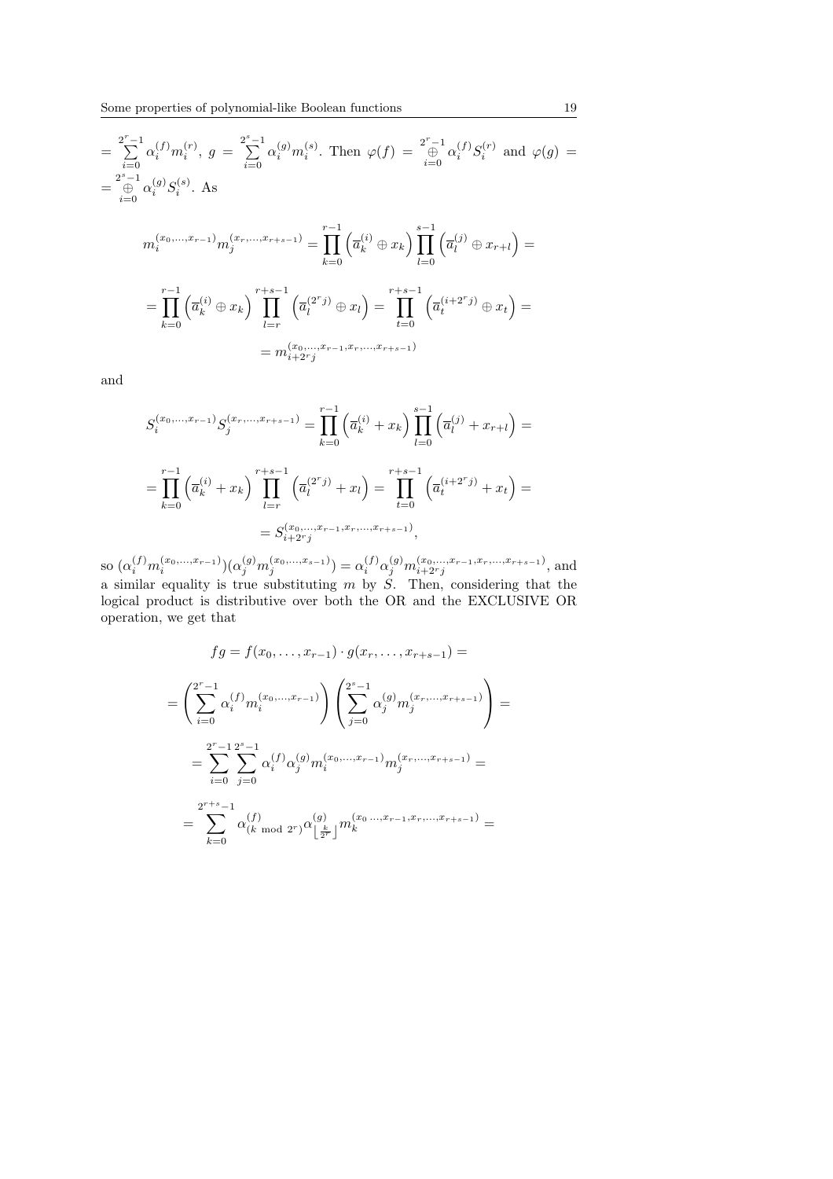$= \sum\limits_{i=0}^{2^r-1} \alpha_i^{(f)} m_i^{(r)}$, $g = \sum\limits_{i=0}^{2^s-1} \alpha_i^{(g)} m_i^{(s)}$. Then $\varphi(f) = \bigoplus\limits_{i=0}^{2^r-1} \alpha_i^{(f)} S_i^{(r)}$ and $\varphi(g) = \bigoplus\limits_{i=0}^{2^s-1} \alpha_i^{(g)} S_i^{(s)}$. As

$$m_i^{(x_0,\ldots,x_{r-1})} m_j^{(x_r,\ldots,x_{r+s-1})} = \prod_{k=0}^{r-1} \left(\overline{a}_k^{(i)} \oplus x_k\right) \prod_{l=0}^{s-1} \left(\overline{a}_l^{(j)} \oplus x_{r+l}\right) =$$

$$= \prod_{k=0}^{r-1} \left(\overline{a}_k^{(i)} \oplus x_k\right) \prod_{l=r}^{r+s-1} \left(\overline{a}_l^{(2^r j)} \oplus x_l\right) = \prod_{t=0}^{r+s-1} \left(\overline{a}_t^{(i+2^r j)} \oplus x_t\right) =$$

$$= m_{i+2^r j}^{(x_0,\ldots,x_{r-1},x_r,\ldots,x_{r+s-1})}$$

and

$$S_i^{(x_0,\ldots,x_{r-1})} S_j^{(x_r,\ldots,x_{r+s-1})} = \prod_{k=0}^{r-1} \left(\overline{a}_k^{(i)} + x_k\right) \prod_{l=0}^{s-1} \left(\overline{a}_l^{(j)} + x_{r+l}\right) =$$

$$= \prod_{k=0}^{r-1} \left(\overline{a}_k^{(i)} + x_k\right) \prod_{l=r}^{r+s-1} \left(\overline{a}_l^{(2^r j)} + x_l\right) = \prod_{t=0}^{r+s-1} \left(\overline{a}_t^{(i+2^r j)} + x_t\right) =$$

$$= S_{i+2^r j}^{(x_0,\ldots,x_{r-1},x_r,\ldots,x_{r+s-1})},$$

so $(\alpha_i^{(f)} m_i^{(x_0,\ldots,x_{r-1})})(\alpha_j^{(g)} m_j^{(x_0,\ldots,x_{s-1})}) = \alpha_i^{(f)} \alpha_j^{(g)} m_{i+2^r j}^{(x_0,\ldots,x_{r-1},x_r,\ldots,x_{r+s-1})}$, and a similar equality is true substituting $m$ by $S$. Then, considering that the logical product is distributive over both the OR and the EXCLUSIVE OR operation, we get that

$$fg = f(x_0,\ldots,x_{r-1}) \cdot g(x_r,\ldots,x_{r+s-1}) =$$

$$= \left( \sum_{i=0}^{2^r-1} \alpha_i^{(f)} m_i^{(x_0,\ldots,x_{r-1})} \right) \left( \sum_{j=0}^{2^s-1} \alpha_j^{(g)} m_j^{(x_r,\ldots,x_{r+s-1})} \right) =$$

$$= \sum_{i=0}^{2^r-1} \sum_{j=0}^{2^s-1} \alpha_i^{(f)} \alpha_j^{(g)} m_i^{(x_0,\ldots,x_{r-1})} m_j^{(x_r,\ldots,x_{r+s-1})} =$$

$$= \sum_{k=0}^{2^{r+s}-1} \alpha_{(k \bmod 2^r)}^{(f)} \alpha_{\left\lfloor \frac{k}{2^r} \right\rfloor}^{(g)} m_k^{(x_0\ldots,x_{r-1},x_r,\ldots,x_{r+s-1})} =$$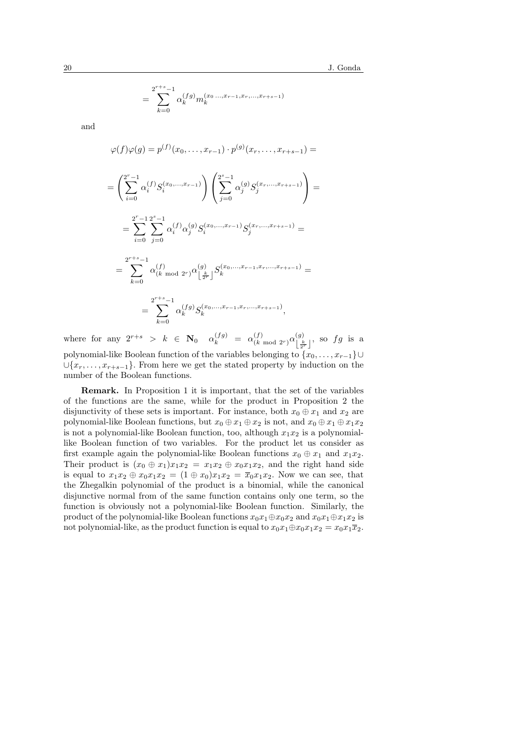$$= \sum_{k=0}^{2^{r+s}-1} \alpha_k^{(fg)} m_k^{(x_0 \ldots, x_{r-1}, x_r, \ldots, x_{r+s-1})}$$

and

$$\varphi(f)\varphi(g) = p^{(f)}(x_0, \ldots, x_{r-1}) \cdot p^{(g)}(x_r, \ldots, x_{r+s-1}) =$$

$$= \left( \sum_{i=0}^{2^r-1} \alpha_i^{(f)} S_i^{(x_0, \ldots, x_{r-1})} \right) \left( \sum_{j=0}^{2^s-1} \alpha_j^{(g)} S_j^{(x_r, \ldots, x_{r+s-1})} \right) =$$

$$= \sum_{i=0}^{2^r-1} \sum_{j=0}^{2^s-1} \alpha_i^{(f)} \alpha_j^{(g)} S_i^{(x_0, \ldots, x_{r-1})} S_j^{(x_r, \ldots, x_{r+s-1})} =$$

$$= \sum_{k=0}^{2^{r+s}-1} \alpha_{(k \bmod 2^r)}^{(f)} \alpha_{\left\lfloor \frac{k}{2^r} \right\rfloor}^{(g)} S_k^{(x_0, \ldots, x_{r-1}, x_r, \ldots, x_{r+s-1})} =$$

$$= \sum_{k=0}^{2^{r+s}-1} \alpha_k^{(fg)} S_k^{(x_0, \ldots, x_{r-1}, x_r, \ldots, x_{r+s-1})},$$

where for any $2^{r+s} > k \in \mathbf{N}_0$ $\alpha_k^{(fg)} = \alpha_{(k \bmod 2^r)}^{(f)} \alpha_{\left\lfloor \frac{k}{2^r} \right\rfloor}^{(g)}$, so $fg$ is a polynomial-like Boolean function of the variables belonging to $\{x_0, \ldots, x_{r-1}\} \cup \cup \{x_r, \ldots, x_{r+s-1}\}$. From here we get the stated property by induction on the number of the Boolean functions.

**Remark.** In Proposition 1 it is important, that the set of the variables of the functions are the same, while for the product in Proposition 2 the disjunctivity of these sets is important. For instance, both $x_0 \oplus x_1$ and $x_2$ are polynomial-like Boolean functions, but $x_0 \oplus x_1 \oplus x_2$ is not, and $x_0 \oplus x_1 \oplus x_1 x_2$ is not a polynomial-like Boolean function, too, although $x_1 x_2$ is a polynomial-like Boolean function of two variables. For the product let us consider as first example again the polynomial-like Boolean functions $x_0 \oplus x_1$ and $x_1 x_2$. Their product is $(x_0 \oplus x_1) x_1 x_2 = x_1 x_2 \oplus x_0 x_1 x_2$, and the right hand side is equal to $x_1 x_2 \oplus x_0 x_1 x_2 = (1 \oplus x_0) x_1 x_2 = \overline{x}_0 x_1 x_2$. Now we can see, that the Zhegalkin polynomial of the product is a binomial, while the canonical disjunctive normal from of the same function contains only one term, so the function is obviously not a polynomial-like Boolean function. Similarly, the product of the polynomial-like Boolean functions $x_0 x_1 \oplus x_0 x_2$ and $x_0 x_1 \oplus x_1 x_2$ is not polynomial-like, as the product function is equal to $x_0 x_1 \oplus x_0 x_1 x_2 = x_0 x_1 \overline{x}_2$.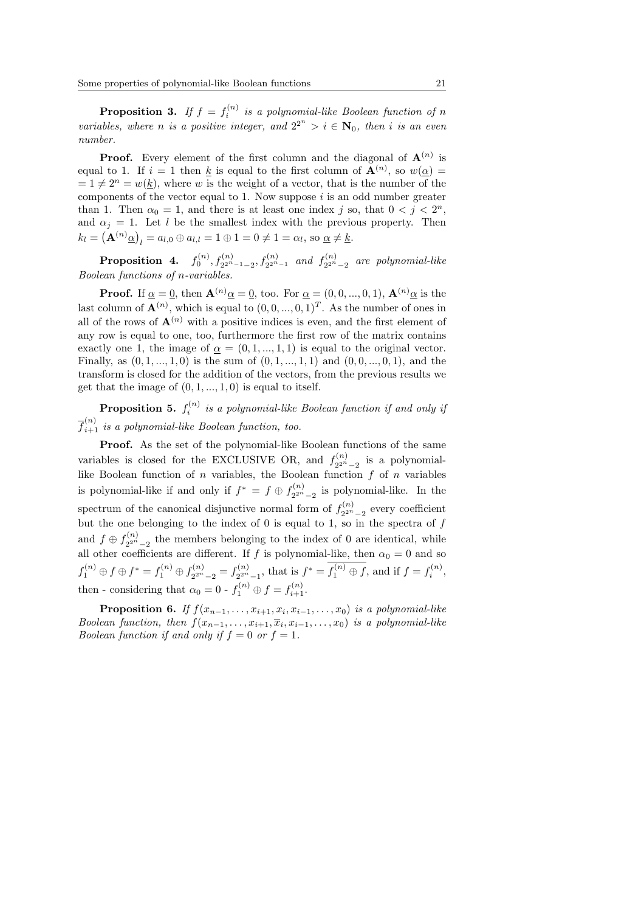**Proposition 3.** *If $f = f_i^{(n)}$ is a polynomial-like Boolean function of $n$ variables, where $n$ is a positive integer, and $2^{2^n} > i \in \mathbf{N}_0$, then $i$ is an even number.*

**Proof.** Every element of the first column and the diagonal of $\mathbf{A}^{(n)}$ is equal to 1. If $i = 1$ then $\underline{k}$ is equal to the first column of $\mathbf{A}^{(n)}$, so $w(\underline{\alpha}) = = 1 \neq 2^n = w(\underline{k})$, where $w$ is the weight of a vector, that is the number of the components of the vector equal to 1. Now suppose $i$ is an odd number greater than 1. Then $\alpha_0 = 1$, and there is at least one index $j$ so, that $0 < j < 2^n$, and $\alpha_j = 1$. Let $l$ be the smallest index with the previous property. Then $k_l = \left(\mathbf{A}^{(n)}\underline{\alpha}\right)_l = a_{l,0} \oplus a_{l,l} = 1 \oplus 1 = 0 \neq 1 = \alpha_l$, so $\underline{\alpha} \neq \underline{k}$.

**Proposition 4.** *$f_0^{(n)}, f_{2^{2^n-1}-2}^{(n)}, f_{2^{2^n}-1}^{(n)}$ and $f_{2^{2^n}-2}^{(n)}$ are polynomial-like Boolean functions of $n$-variables.*

**Proof.** If $\underline{\alpha} = \underline{0}$, then $\mathbf{A}^{(n)}\underline{\alpha} = \underline{0}$, too. For $\underline{\alpha} = (0, 0, ..., 0, 1)$, $\mathbf{A}^{(n)}\underline{\alpha}$ is the last column of $\mathbf{A}^{(n)}$, which is equal to $(0, 0, ..., 0, 1)^T$. As the number of ones in all of the rows of $\mathbf{A}^{(n)}$ with a positive indices is even, and the first element of any row is equal to one, too, furthermore the first row of the matrix contains exactly one 1, the image of $\underline{\alpha} = (0, 1, ..., 1, 1)$ is equal to the original vector. Finally, as $(0, 1, ..., 1, 0)$ is the sum of $(0, 1, ..., 1, 1)$ and $(0, 0, ..., 0, 1)$, and the transform is closed for the addition of the vectors, from the previous results we get that the image of $(0, 1, ..., 1, 0)$ is equal to itself.

**Proposition 5.** *$f_i^{(n)}$ is a polynomial-like Boolean function if and only if $\overline{f}_{i+1}^{(n)}$ is a polynomial-like Boolean function, too.*

**Proof.** As the set of the polynomial-like Boolean functions of the same variables is closed for the EXCLUSIVE OR, and $f_{2^{2^n}-2}^{(n)}$ is a polynomial-like Boolean function of $n$ variables, the Boolean function $f$ of $n$ variables is polynomial-like if and only if $f^* = f \oplus f_{2^{2^n}-2}^{(n)}$ is polynomial-like. In the spectrum of the canonical disjunctive normal form of $f_{2^{2^n}-2}^{(n)}$ every coefficient but the one belonging to the index of 0 is equal to 1, so in the spectra of $f$ and $f \oplus f_{2^{2^n}-2}^{(n)}$ the members belonging to the index of 0 are identical, while all other coefficients are different. If $f$ is polynomial-like, then $\alpha_0 = 0$ and so $f_1^{(n)} \oplus f \oplus f^* = f_1^{(n)} \oplus f_{2^{2^n}-2}^{(n)} = f_{2^{2^n}-1}^{(n)}$, that is $f^* = \overline{f_1^{(n)} \oplus f}$, and if $f = f_i^{(n)}$, then - considering that $\alpha_0 = 0$ - $f_1^{(n)} \oplus f = f_{i+1}^{(n)}$.

**Proposition 6.** *If $f(x_{n-1}, \ldots, x_{i+1}, x_i, x_{i-1}, \ldots, x_0)$ is a polynomial-like Boolean function, then $f(x_{n-1}, \ldots, x_{i+1}, \overline{x}_i, x_{i-1}, \ldots, x_0)$ is a polynomial-like Boolean function if and only if $f = 0$ or $f = 1$.*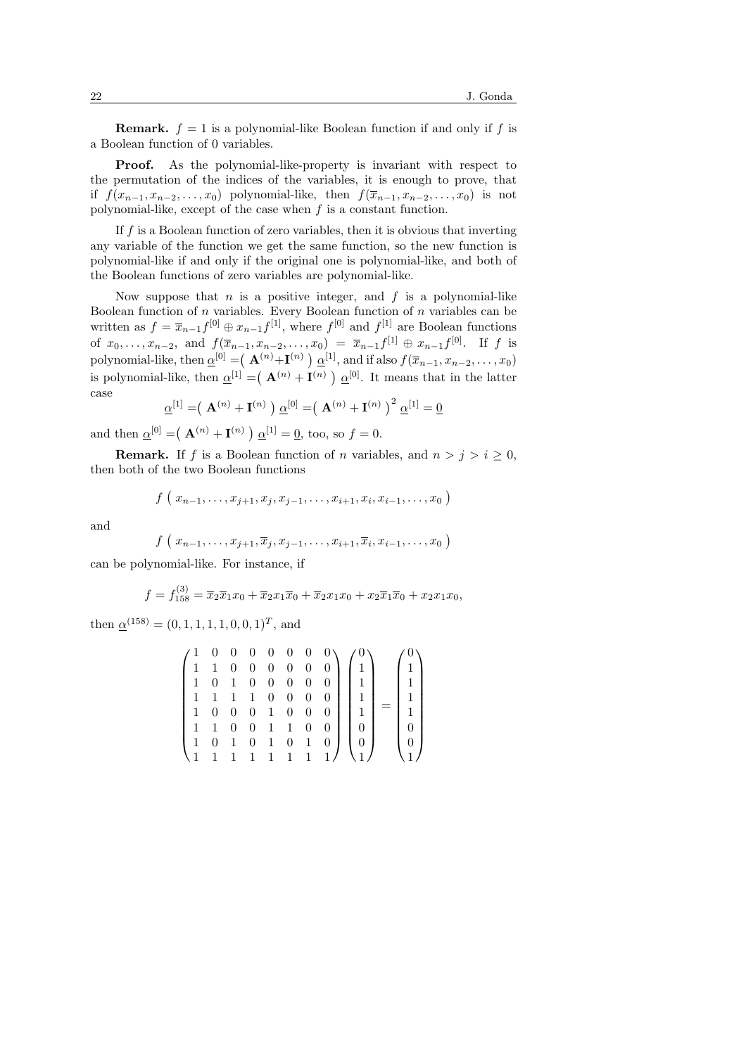**Remark.** $f = 1$ is a polynomial-like Boolean function if and only if $f$ is a Boolean function of 0 variables.

**Proof.** As the polynomial-like-property is invariant with respect to the permutation of the indices of the variables, it is enough to prove, that if $f(x_{n-1}, x_{n-2}, \ldots, x_0)$ polynomial-like, then $f(\overline{x}_{n-1}, x_{n-2}, \ldots, x_0)$ is not polynomial-like, except of the case when $f$ is a constant function.

If $f$ is a Boolean function of zero variables, then it is obvious that inverting any variable of the function we get the same function, so the new function is polynomial-like if and only if the original one is polynomial-like, and both of the Boolean functions of zero variables are polynomial-like.

Now suppose that $n$ is a positive integer, and $f$ is a polynomial-like Boolean function of $n$ variables. Every Boolean function of $n$ variables can be written as $f = \overline{x}_{n-1} f^{[0]} \oplus x_{n-1} f^{[1]}$, where $f^{[0]}$ and $f^{[1]}$ are Boolean functions of $x_0, \ldots, x_{n-2}$, and $f(\overline{x}_{n-1}, x_{n-2}, \ldots, x_0) = \overline{x}_{n-1} f^{[1]} \oplus x_{n-1} f^{[0]}$. If $f$ is polynomial-like, then $\underline{\alpha}^{[0]} = \left( \mathbf{A}^{(n)} + \mathbf{I}^{(n)} \right) \underline{\alpha}^{[1]}$, and if also $f(\overline{x}_{n-1}, x_{n-2}, \ldots, x_0)$ is polynomial-like, then $\underline{\alpha}^{[1]} = \left( \mathbf{A}^{(n)} + \mathbf{I}^{(n)} \right) \underline{\alpha}^{[0]}$. It means that in the latter case

$$\underline{\alpha}^{[1]} = \left( \mathbf{A}^{(n)} + \mathbf{I}^{(n)} \right) \underline{\alpha}^{[0]} = \left( \mathbf{A}^{(n)} + \mathbf{I}^{(n)} \right)^2 \underline{\alpha}^{[1]} = \underline{0}$$

and then $\underline{\alpha}^{[0]} = \left( \mathbf{A}^{(n)} + \mathbf{I}^{(n)} \right) \underline{\alpha}^{[1]} = \underline{0}$, too, so $f = 0$.

**Remark.** If $f$ is a Boolean function of $n$ variables, and $n > j > i \geq 0$, then both of the two Boolean functions

$$f\left( x_{n-1}, \ldots, x_{j+1}, x_j, x_{j-1}, \ldots, x_{i+1}, x_i, x_{i-1}, \ldots, x_0 \right)$$

and

$$f\left( x_{n-1}, \ldots, x_{j+1}, \overline{x}_j, x_{j-1}, \ldots, x_{i+1}, \overline{x}_i, x_{i-1}, \ldots, x_0 \right)$$

can be polynomial-like. For instance, if

$$f = f_{158}^{(3)} = \overline{x}_2 \overline{x}_1 x_0 + \overline{x}_2 x_1 \overline{x}_0 + \overline{x}_2 x_1 x_0 + x_2 \overline{x}_1 \overline{x}_0 + x_2 x_1 x_0,$$

then $\underline{\alpha}^{(158)} = (0, 1, 1, 1, 1, 0, 0, 1)^T$, and

$$\begin{pmatrix} 1 & 0 & 0 & 0 & 0 & 0 & 0 & 0 \\ 1 & 1 & 0 & 0 & 0 & 0 & 0 & 0 \\ 1 & 0 & 1 & 0 & 0 & 0 & 0 & 0 \\ 1 & 1 & 1 & 1 & 0 & 0 & 0 & 0 \\ 1 & 0 & 0 & 0 & 1 & 0 & 0 & 0 \\ 1 & 1 & 0 & 0 & 1 & 1 & 0 & 0 \\ 1 & 0 & 1 & 0 & 1 & 0 & 1 & 0 \\ 1 & 1 & 1 & 1 & 1 & 1 & 1 & 1 \end{pmatrix} \begin{pmatrix} 0 \\ 1 \\ 1 \\ 1 \\ 1 \\ 0 \\ 0 \\ 1 \end{pmatrix} = \begin{pmatrix} 0 \\ 1 \\ 1 \\ 1 \\ 1 \\ 0 \\ 0 \\ 1 \end{pmatrix}$$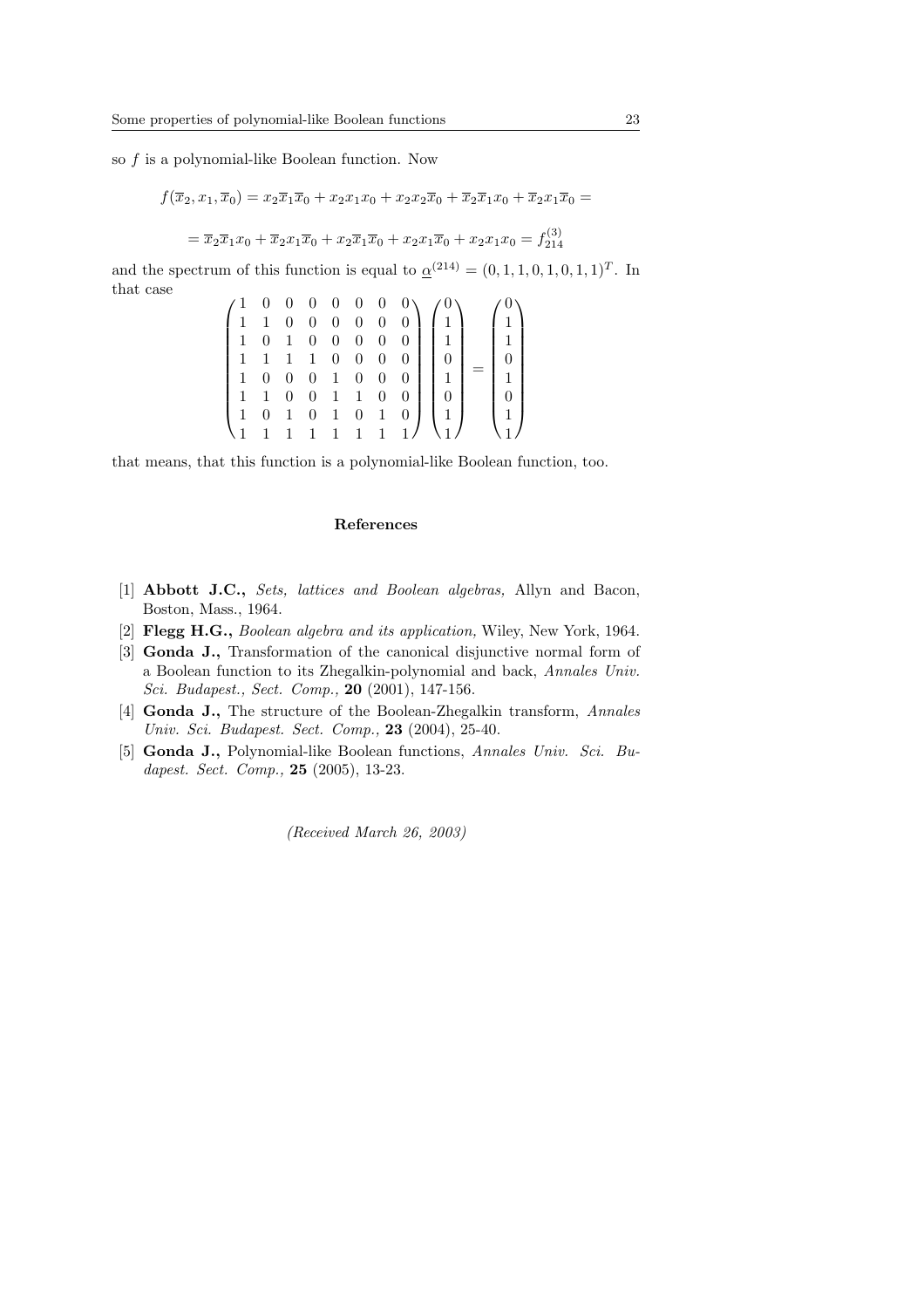so $f$ is a polynomial-like Boolean function. Now

$$f(\overline{x}_2, x_1, \overline{x}_0) = x_2\overline{x}_1\overline{x}_0 + x_2x_1x_0 + x_2x_2\overline{x}_0 + \overline{x}_2\overline{x}_1x_0 + \overline{x}_2x_1\overline{x}_0 =$$

$$= \overline{x}_2\overline{x}_1x_0 + \overline{x}_2x_1\overline{x}_0 + x_2\overline{x}_1\overline{x}_0 + x_2x_1\overline{x}_0 + x_2x_1x_0 = f_{214}^{(3)}$$

and the spectrum of this function is equal to $\underline{\alpha}^{(214)} = (0, 1, 1, 0, 1, 0, 1, 1)^T$. In that case

$$\begin{pmatrix} 1 & 0 & 0 & 0 & 0 & 0 & 0 & 0 \\ 1 & 1 & 0 & 0 & 0 & 0 & 0 & 0 \\ 1 & 0 & 1 & 0 & 0 & 0 & 0 & 0 \\ 1 & 1 & 1 & 1 & 0 & 0 & 0 & 0 \\ 1 & 0 & 0 & 0 & 1 & 0 & 0 & 0 \\ 1 & 1 & 0 & 0 & 1 & 1 & 0 & 0 \\ 1 & 0 & 1 & 0 & 1 & 0 & 1 & 0 \\ 1 & 1 & 1 & 1 & 1 & 1 & 1 & 1 \end{pmatrix} \begin{pmatrix} 0 \\ 1 \\ 1 \\ 0 \\ 1 \\ 0 \\ 1 \\ 1 \end{pmatrix} = \begin{pmatrix} 0 \\ 1 \\ 1 \\ 0 \\ 1 \\ 0 \\ 1 \\ 1 \end{pmatrix}$$

that means, that this function is a polynomial-like Boolean function, too.

## References

[1] **Abbott J.C.,** *Sets, lattices and Boolean algebras,* Allyn and Bacon, Boston, Mass., 1964.

[2] **Flegg H.G.,** *Boolean algebra and its application,* Wiley, New York, 1964.

[3] **Gonda J.,** Transformation of the canonical disjunctive normal form of a Boolean function to its Zhegalkin-polynomial and back, *Annales Univ. Sci. Budapest., Sect. Comp.,* **20** (2001), 147-156.

[4] **Gonda J.,** The structure of the Boolean-Zhegalkin transform, *Annales Univ. Sci. Budapest. Sect. Comp.,* **23** (2004), 25-40.

[5] **Gonda J.,** Polynomial-like Boolean functions, *Annales Univ. Sci. Budapest. Sect. Comp.,* **25** (2005), 13-23.

*(Received March 26, 2003)*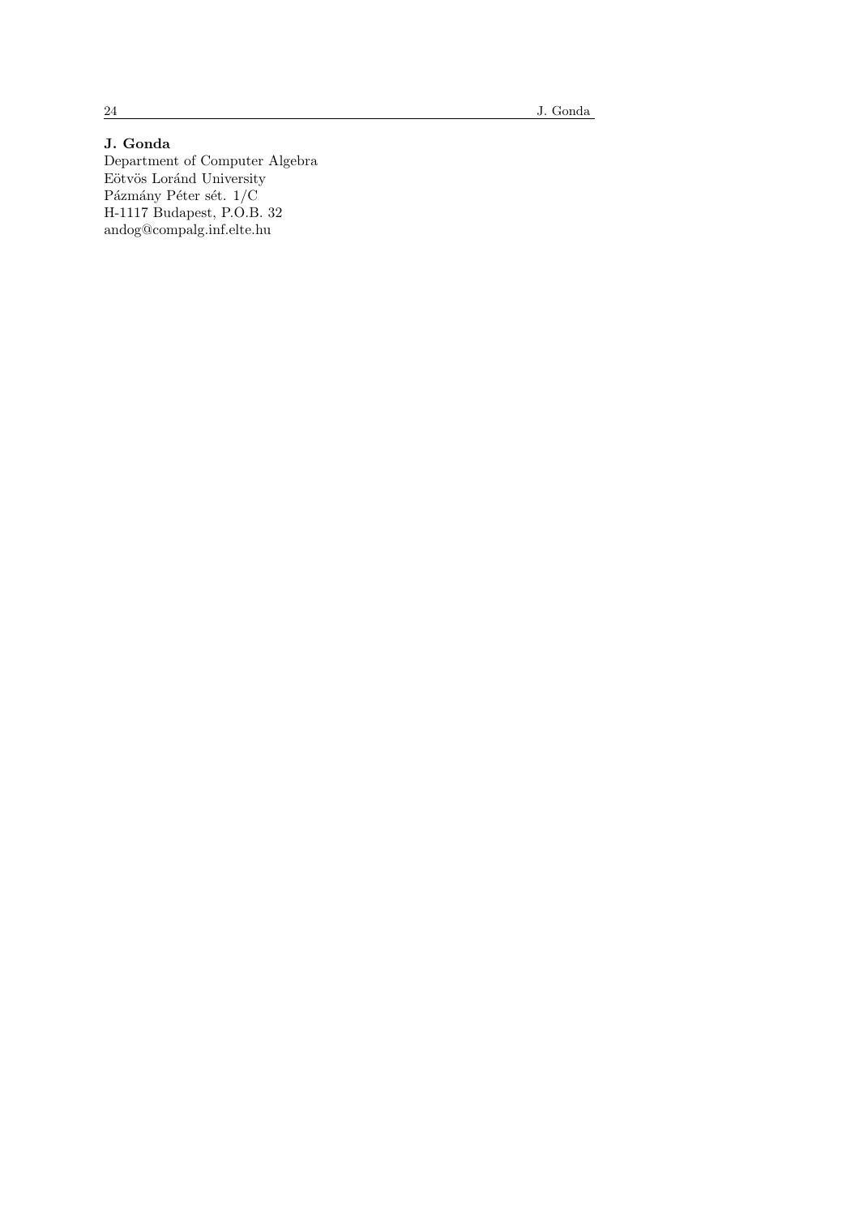**J. Gonda**

Department of Computer Algebra
Eötvös Loránd University
Pázmány Péter sét. 1/C
H-1117 Budapest, P.O.B. 32
andog@compalg.inf.elte.hu